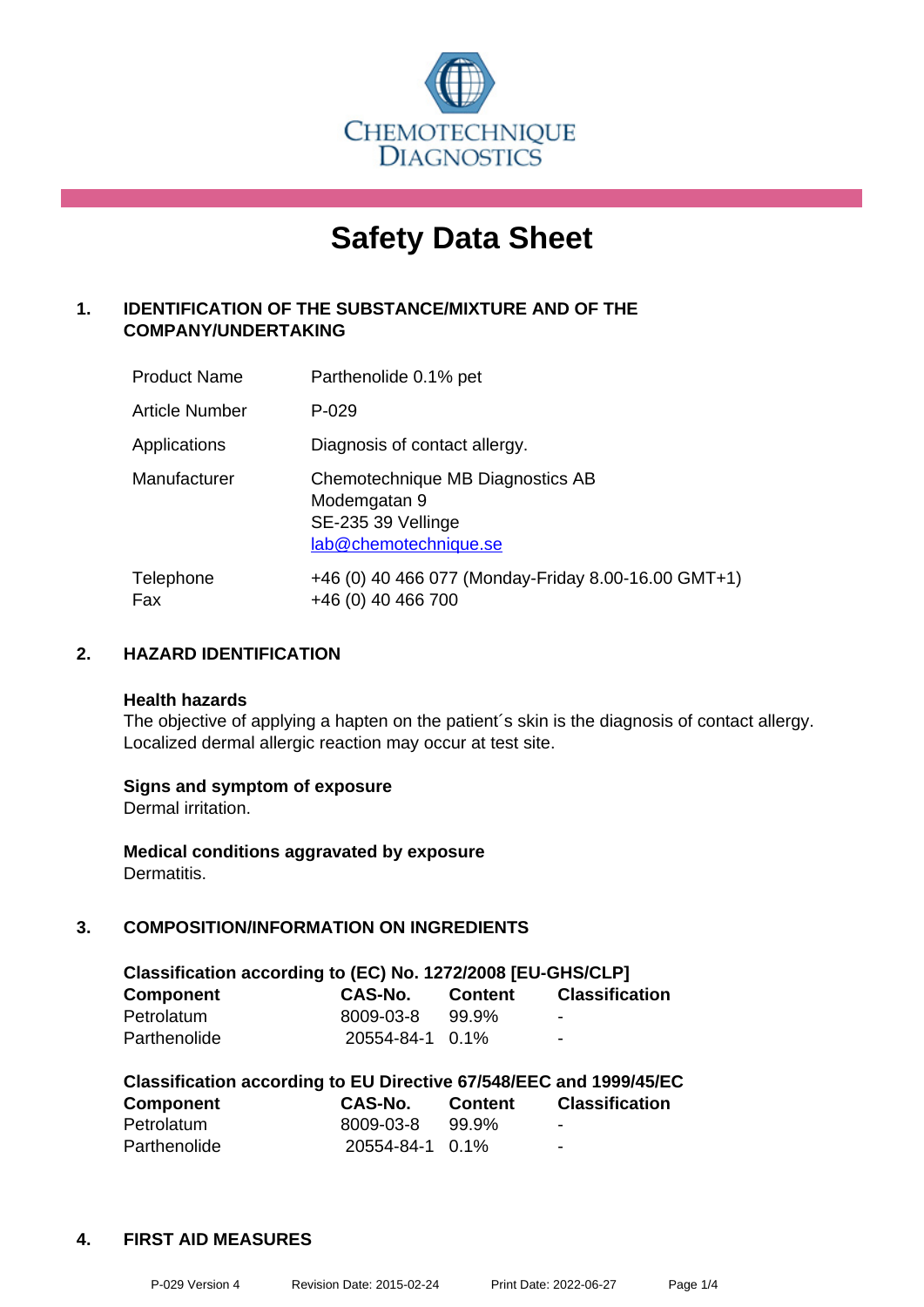CHEMOTECHNIQUE DIAGNOSTICS

# Safety Data Sheet

## 1. IDENTIFICATION OF THE SUBSTANCE/MIXTURE AND OF THE COMPANY/UNDERTAKING

| | |
|---|---|
| Product Name | Parthenolide 0.1% pet |
| Article Number | P-029 |
| Applications | Diagnosis of contact allergy. |
| Manufacturer | Chemotechnique MB Diagnostics AB<br>Modemgatan 9<br>SE-235 39 Vellinge<br>lab@chemotechnique.se |
| Telephone<br>Fax | +46 (0) 40 466 077 (Monday-Friday 8.00-16.00 GMT+1)<br>+46 (0) 40 466 700 |

## 2. HAZARD IDENTIFICATION

**Health hazards**
The objective of applying a hapten on the patient´s skin is the diagnosis of contact allergy. Localized dermal allergic reaction may occur at test site.

**Signs and symptom of exposure**
Dermal irritation.

**Medical conditions aggravated by exposure**
Dermatitis.

## 3. COMPOSITION/INFORMATION ON INGREDIENTS

**Classification according to (EC) No. 1272/2008 [EU-GHS/CLP]**

| Component | CAS-No. | Content | Classification |
|---|---|---|---|
| Petrolatum | 8009-03-8 | 99.9% | - |
| Parthenolide | 20554-84-1 | 0.1% | - |

**Classification according to EU Directive 67/548/EEC and 1999/45/EC**

| Component | CAS-No. | Content | Classification |
|---|---|---|---|
| Petrolatum | 8009-03-8 | 99.9% | - |
| Parthenolide | 20554-84-1 | 0.1% | - |

## 4. FIRST AID MEASURES

P-029 Version 4 Revision Date: 2015-02-24 Print Date: 2022-06-27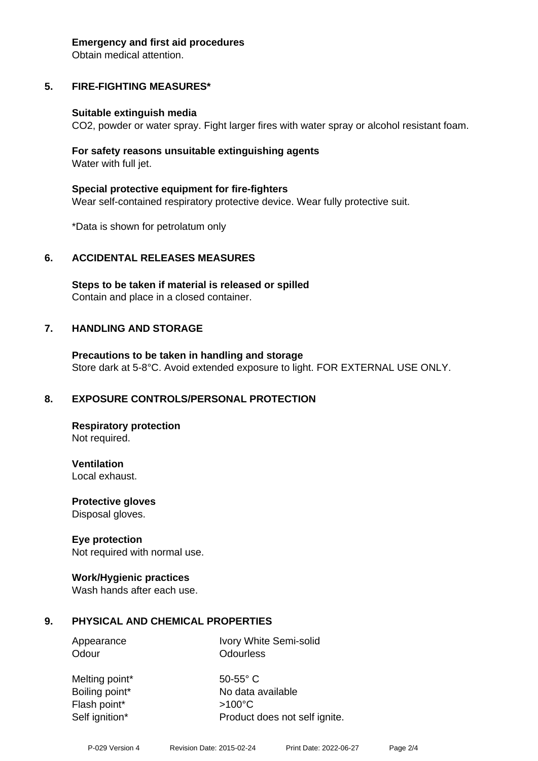**Emergency and first aid procedures**
Obtain medical attention.

## 5. FIRE-FIGHTING MEASURES*

**Suitable extinguish media**
$CO_2$, powder or water spray. Fight larger fires with water spray or alcohol resistant foam.

**For safety reasons unsuitable extinguishing agents**
Water with full jet.

**Special protective equipment for fire-fighters**
Wear self-contained respiratory protective device. Wear fully protective suit.

*Data is shown for petrolatum only

## 6. ACCIDENTAL RELEASES MEASURES

**Steps to be taken if material is released or spilled**
Contain and place in a closed container.

## 7. HANDLING AND STORAGE

**Precautions to be taken in handling and storage**
Store dark at 5-8°C. Avoid extended exposure to light. FOR EXTERNAL USE ONLY.

## 8. EXPOSURE CONTROLS/PERSONAL PROTECTION

**Respiratory protection**
Not required.

**Ventilation**
Local exhaust.

**Protective gloves**
Disposal gloves.

**Eye protection**
Not required with normal use.

**Work/Hygienic practices**
Wash hands after each use.

## 9. PHYSICAL AND CHEMICAL PROPERTIES

| | |
|---|---|
| Appearance | Ivory White Semi-solid |
| Odour | Odourless |
| Melting point* | 50-55° C |
| Boiling point* | No data available |
| Flash point* | >100°C |
| Self ignition* | Product does not self ignite. |

P-029 Version 4 Revision Date: 2015-02-24 Print Date: 2022-06-27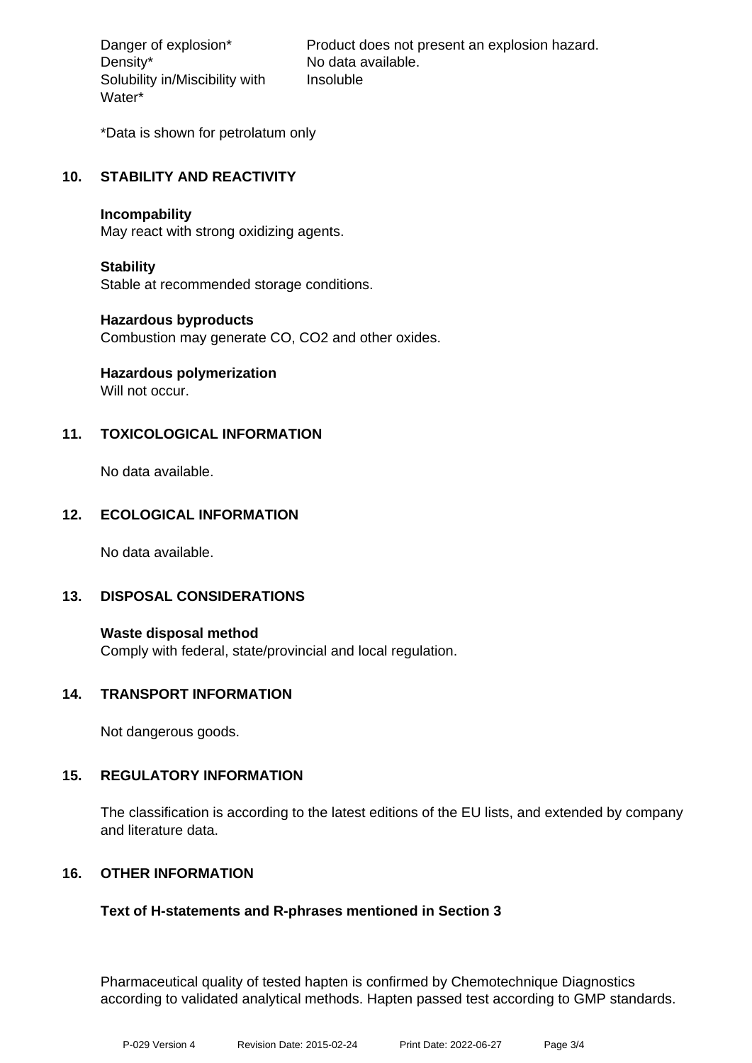| | |
|---|---|
| Danger of explosion* | Product does not present an explosion hazard. |
| Density* | No data available. |
| Solubility in/Miscibility with Water* | Insoluble |

*Data is shown for petrolatum only

## 10. STABILITY AND REACTIVITY

**Incompability**
May react with strong oxidizing agents.

**Stability**
Stable at recommended storage conditions.

**Hazardous byproducts**
Combustion may generate CO, $CO_2$ and other oxides.

**Hazardous polymerization**
Will not occur.

## 11. TOXICOLOGICAL INFORMATION

No data available.

## 12. ECOLOGICAL INFORMATION

No data available.

## 13. DISPOSAL CONSIDERATIONS

**Waste disposal method**
Comply with federal, state/provincial and local regulation.

## 14. TRANSPORT INFORMATION

Not dangerous goods.

## 15. REGULATORY INFORMATION

The classification is according to the latest editions of the EU lists, and extended by company and literature data.

## 16. OTHER INFORMATION

**Text of H-statements and R-phrases mentioned in Section 3**

Pharmaceutical quality of tested hapten is confirmed by Chemotechnique Diagnostics according to validated analytical methods. Hapten passed test according to GMP standards.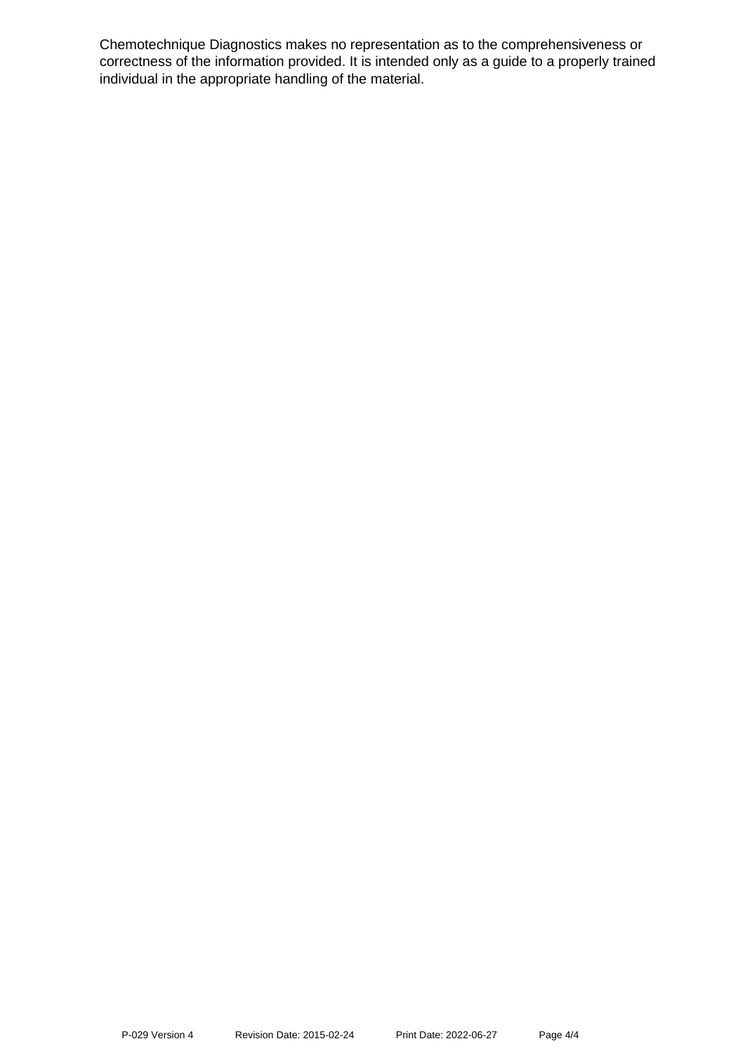Chemotechnique Diagnostics makes no representation as to the comprehensiveness or correctness of the information provided. It is intended only as a guide to a properly trained individual in the appropriate handling of the material.